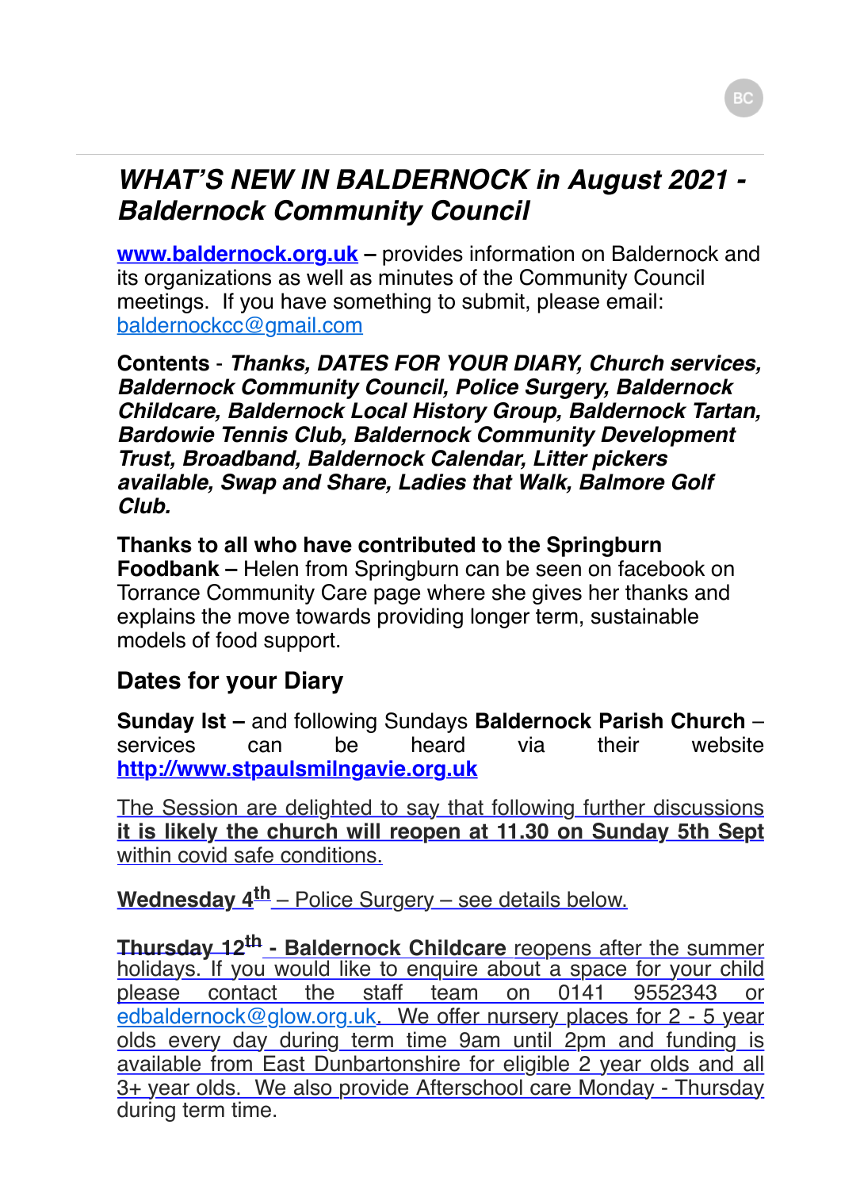# *WHAT'S NEW IN BALDERNOCK in August 2021 - Baldernock Community Council*

**www.baldernock.org.uk** **–** provides information on Baldernock and its organizations as well as minutes of the Community Council meetings. If you have something to submit, please email: baldernockcc@gmail.com

**Contents** - ***Thanks, DATES FOR YOUR DIARY, Church services, Baldernock Community Council, Police Surgery, Baldernock Childcare, Baldernock Local History Group, Baldernock Tartan, Bardowie Tennis Club, Baldernock Community Development Trust, Broadband, Baldernock Calendar, Litter pickers available, Swap and Share, Ladies that Walk, Balmore Golf Club.***

**Thanks to all who have contributed to the Springburn Foodbank –** Helen from Springburn can be seen on facebook on Torrance Community Care page where she gives her thanks and explains the move towards providing longer term, sustainable models of food support.

## Dates for your Diary

**Sunday Ist –** and following Sundays **Baldernock Parish Church** – services can be heard via their website **http://www.stpaulsmilngavie.org.uk**

The Session are delighted to say that following further discussions **it is likely the church will reopen at 11.30 on Sunday 5th Sept** within covid safe conditions.

**Wednesday 4th** – Police Surgery – see details below.

**Thursday 12th - Baldernock Childcare** reopens after the summer holidays. If you would like to enquire about a space for your child please contact the staff team on 0141 9552343 or edbaldernock@glow.org.uk. We offer nursery places for 2 - 5 year olds every day during term time 9am until 2pm and funding is available from East Dunbartonshire for eligible 2 year olds and all 3+ year olds. We also provide Afterschool care Monday - Thursday during term time.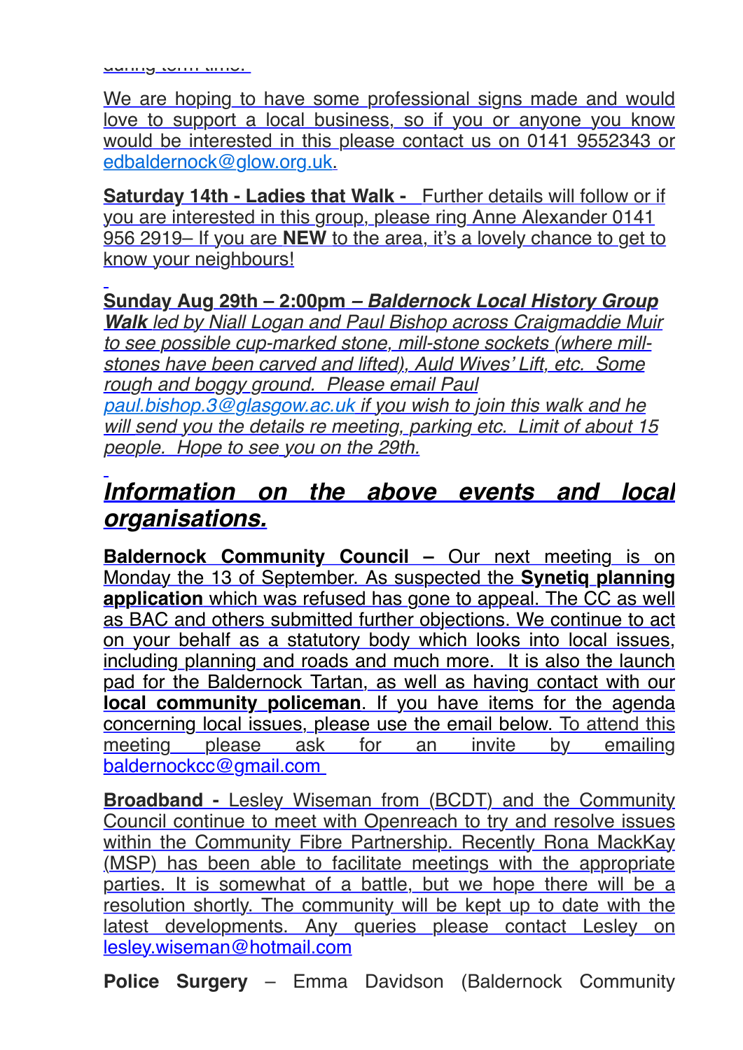during term time.

We are hoping to have some professional signs made and would love to support a local business, so if you or anyone you know would be interested in this please contact us on 0141 9552343 or edbaldernock@glow.org.uk.

**Saturday 14th - Ladies that Walk -** Further details will follow or if you are interested in this group, please ring Anne Alexander 0141 956 2919– If you are **NEW** to the area, it's a lovely chance to get to know your neighbours!

**Sunday Aug 29th – 2:00pm –** ***Baldernock Local History Group Walk*** *led by Niall Logan and Paul Bishop across Craigmaddie Muir to see possible cup-marked stone, mill-stone sockets (where mill-stones have been carved and lifted), Auld Wives' Lift, etc. Some rough and boggy ground. Please email Paul paul.bishop.3@glasgow.ac.uk if you wish to join this walk and he will send you the details re meeting, parking etc. Limit of about 15 people. Hope to see you on the 29th.*

## *Information on the above events and local organisations.*

**Baldernock Community Council –** Our next meeting is on Monday the 13 of September. As suspected the **Synetiq planning application** which was refused has gone to appeal. The CC as well as BAC and others submitted further objections. We continue to act on your behalf as a statutory body which looks into local issues, including planning and roads and much more. It is also the launch pad for the Baldernock Tartan, as well as having contact with our **local community policeman**. If you have items for the agenda concerning local issues, please use the email below. To attend this meeting please ask for an invite by emailing baldernockcc@gmail.com

**Broadband -** Lesley Wiseman from (BCDT) and the Community Council continue to meet with Openreach to try and resolve issues within the Community Fibre Partnership. Recently Rona MackKay (MSP) has been able to facilitate meetings with the appropriate parties. It is somewhat of a battle, but we hope there will be a resolution shortly. The community will be kept up to date with the latest developments. Any queries please contact Lesley on lesley.wiseman@hotmail.com

**Police Surgery** – Emma Davidson (Baldernock Community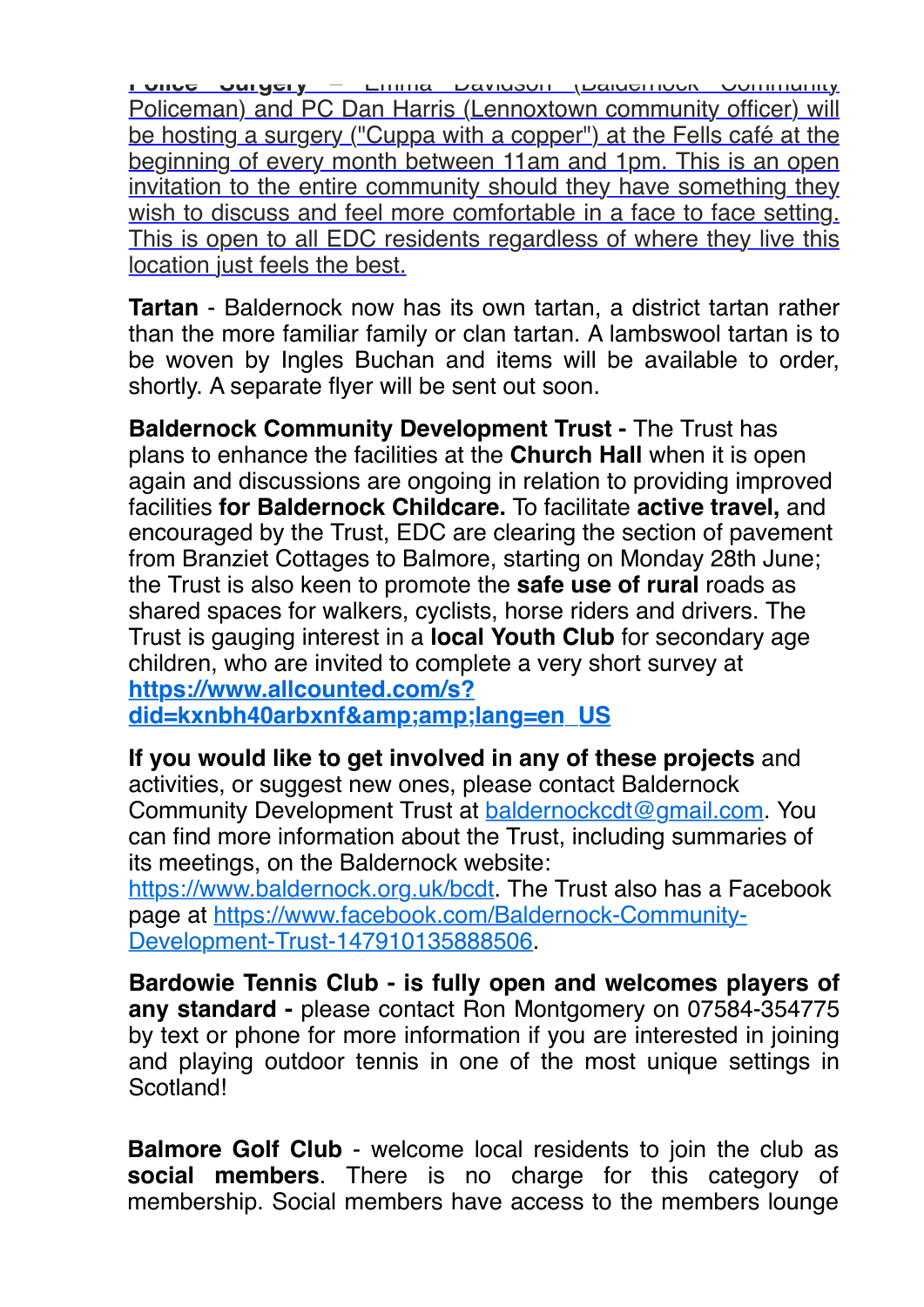**Police Surgery** – Emma Davidson (Baldernock Community Policeman) and PC Dan Harris (Lennoxtown community officer) will be hosting a surgery ("Cuppa with a copper") at the Fells café at the beginning of every month between 11am and 1pm. This is an open invitation to the entire community should they have something they wish to discuss and feel more comfortable in a face to face setting. This is open to all EDC residents regardless of where they live this location just feels the best.

**Tartan** - Baldernock now has its own tartan, a district tartan rather than the more familiar family or clan tartan. A lambswool tartan is to be woven by Ingles Buchan and items will be available to order, shortly. A separate flyer will be sent out soon.

**Baldernock Community Development Trust -** The Trust has plans to enhance the facilities at the **Church Hall** when it is open again and discussions are ongoing in relation to providing improved facilities **for Baldernock Childcare.** To facilitate **active travel,** and encouraged by the Trust, EDC are clearing the section of pavement from Branziet Cottages to Balmore, starting on Monday 28th June; the Trust is also keen to promote the **safe use of rural** roads as shared spaces for walkers, cyclists, horse riders and drivers. The Trust is gauging interest in a **local Youth Club** for secondary age children, who are invited to complete a very short survey at **https://www.allcounted.com/s?did=kxnbh40arbxnf&amp;amp;lang=en_US**

**If you would like to get involved in any of these projects** and activities, or suggest new ones, please contact Baldernock Community Development Trust at baldernockcdt@gmail.com. You can find more information about the Trust, including summaries of its meetings, on the Baldernock website: https://www.baldernock.org.uk/bcdt. The Trust also has a Facebook page at https://www.facebook.com/Baldernock-Community-Development-Trust-147910135888506.

**Bardowie Tennis Club - is fully open and welcomes players of any standard -** please contact Ron Montgomery on 07584-354775 by text or phone for more information if you are interested in joining and playing outdoor tennis in one of the most unique settings in Scotland!

**Balmore Golf Club** - welcome local residents to join the club as **social members**. There is no charge for this category of membership. Social members have access to the members lounge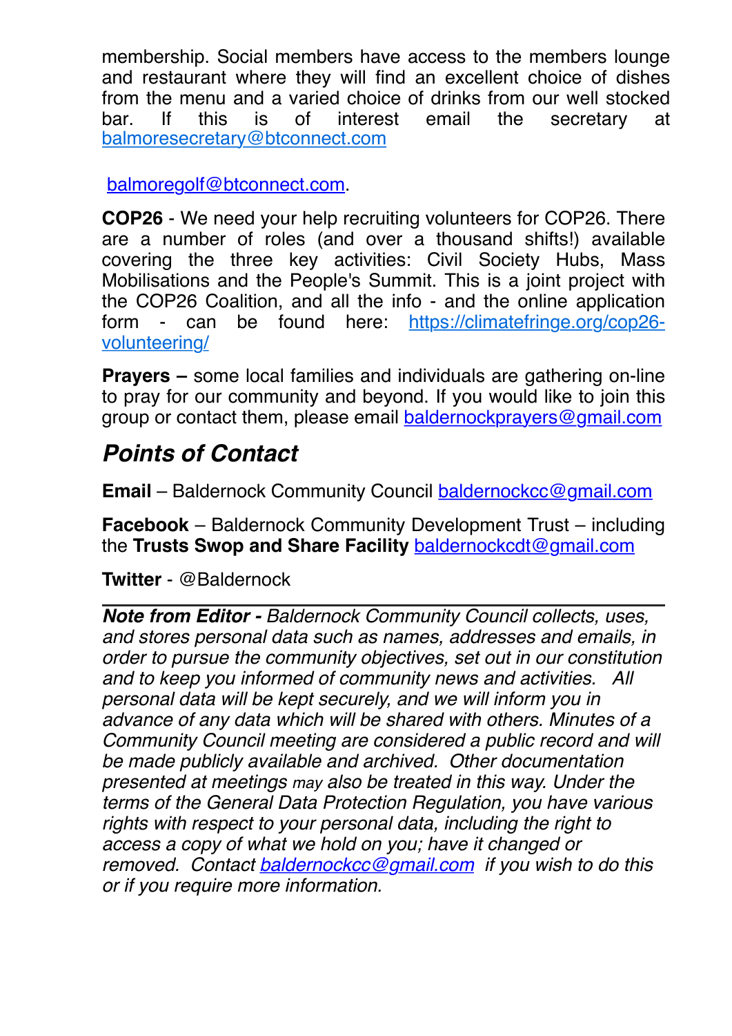membership. Social members have access to the members lounge and restaurant where they will find an excellent choice of dishes from the menu and a varied choice of drinks from our well stocked bar. If this is of interest email the secretary at balmoresecretary@btconnect.com

balmoregolf@btconnect.com.

**COP26** - We need your help recruiting volunteers for COP26. There are a number of roles (and over a thousand shifts!) available covering the three key activities: Civil Society Hubs, Mass Mobilisations and the People's Summit. This is a joint project with the COP26 Coalition, and all the info - and the online application form - can be found here: https://climatefringe.org/cop26-volunteering/

**Prayers –** some local families and individuals are gathering on-line to pray for our community and beyond. If you would like to join this group or contact them, please email baldernockprayers@gmail.com

## *Points of Contact*

**Email** – Baldernock Community Council baldernockcc@gmail.com

**Facebook** – Baldernock Community Development Trust – including the **Trusts Swop and Share Facility** baldernockcdt@gmail.com

**Twitter** - @Baldernock

---

***Note from Editor -*** *Baldernock Community Council collects, uses, and stores personal data such as names, addresses and emails, in order to pursue the community objectives, set out in our constitution and to keep you informed of community news and activities. All personal data will be kept securely, and we will inform you in advance of any data which will be shared with others. Minutes of a Community Council meeting are considered a public record and will be made publicly available and archived. Other documentation presented at meetings may also be treated in this way. Under the terms of the General Data Protection Regulation, you have various rights with respect to your personal data, including the right to access a copy of what we hold on you; have it changed or removed. Contact baldernockcc@gmail.com if you wish to do this or if you require more information.*